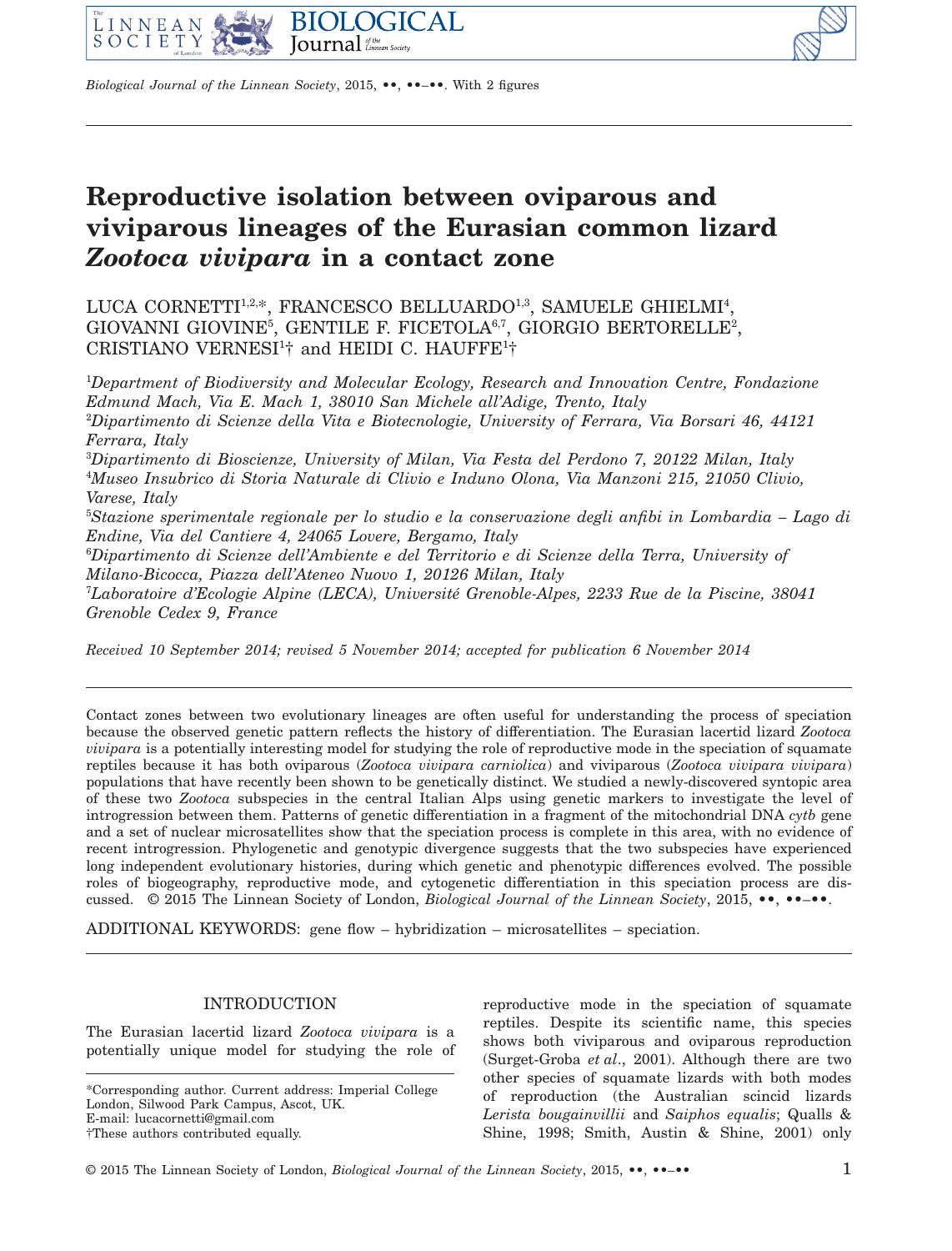# Reproductive isolation between oviparous and viviparous lineages of the Eurasian common lizard *Zootoca vivipara* in a contact zone

LUCA CORNETTI[1,2,*], FRANCESCO BELLUARDO[1,3], SAMUELE GHIELMI[4], GIOVANNI GIOVINE[5], GENTILE F. FICETOLA[6,7], GIORGIO BERTORELLE[2], CRISTIANO VERNESI[1†] and HEIDI C. HAUFFE[1†]

[1]*Department of Biodiversity and Molecular Ecology, Research and Innovation Centre, Fondazione Edmund Mach, Via E. Mach 1, 38010 San Michele all'Adige, Trento, Italy*
[2]*Dipartimento di Scienze della Vita e Biotecnologie, University of Ferrara, Via Borsari 46, 44121 Ferrara, Italy*
[3]*Dipartimento di Bioscienze, University of Milan, Via Festa del Perdono 7, 20122 Milan, Italy*
[4]*Museo Insubrico di Storia Naturale di Clivio e Induno Olona, Via Manzoni 215, 21050 Clivio, Varese, Italy*
[5]*Stazione sperimentale regionale per lo studio e la conservazione degli anfibi in Lombardia – Lago di Endine, Via del Cantiere 4, 24065 Lovere, Bergamo, Italy*
[6]*Dipartimento di Scienze dell'Ambiente e del Territorio e di Scienze della Terra, University of Milano-Bicocca, Piazza dell'Ateneo Nuovo 1, 20126 Milan, Italy*
[7]*Laboratoire d'Ecologie Alpine (LECA), Université Grenoble-Alpes, 2233 Rue de la Piscine, 38041 Grenoble Cedex 9, France*

*Received 10 September 2014; revised 5 November 2014; accepted for publication 6 November 2014*

Contact zones between two evolutionary lineages are often useful for understanding the process of speciation because the observed genetic pattern reflects the history of differentiation. The Eurasian lacertid lizard *Zootoca vivipara* is a potentially interesting model for studying the role of reproductive mode in the speciation of squamate reptiles because it has both oviparous (*Zootoca vivipara carniolica*) and viviparous (*Zootoca vivipara vivipara*) populations that have recently been shown to be genetically distinct. We studied a newly-discovered syntopic area of these two *Zootoca* subspecies in the central Italian Alps using genetic markers to investigate the level of introgression between them. Patterns of genetic differentiation in a fragment of the mitochondrial DNA *cytb* gene and a set of nuclear microsatellites show that the speciation process is complete in this area, with no evidence of recent introgression. Phylogenetic and genotypic divergence suggests that the two subspecies have experienced long independent evolutionary histories, during which genetic and phenotypic differences evolved. The possible roles of biogeography, reproductive mode, and cytogenetic differentiation in this speciation process are discussed. © 2015 The Linnean Society of London, *Biological Journal of the Linnean Society*, 2015, ••, ••–••.

ADDITIONAL KEYWORDS: gene flow – hybridization – microsatellites – speciation.

## INTRODUCTION

The Eurasian lacertid lizard *Zootoca vivipara* is a potentially unique model for studying the role of reproductive mode in the speciation of squamate reptiles. Despite its scientific name, this species shows both viviparous and oviparous reproduction (Surget-Groba *et al.*, 2001). Although there are two other species of squamate lizards with both modes of reproduction (the Australian scincid lizards *Lerista bougainvillii* and *Saiphos equalis*; Qualls & Shine, 1998; Smith, Austin & Shine, 2001) only

*Corresponding author. Current address: Imperial College London, Silwood Park Campus, Ascot, UK.
E-mail: lucacornetti@gmail.com
†These authors contributed equally.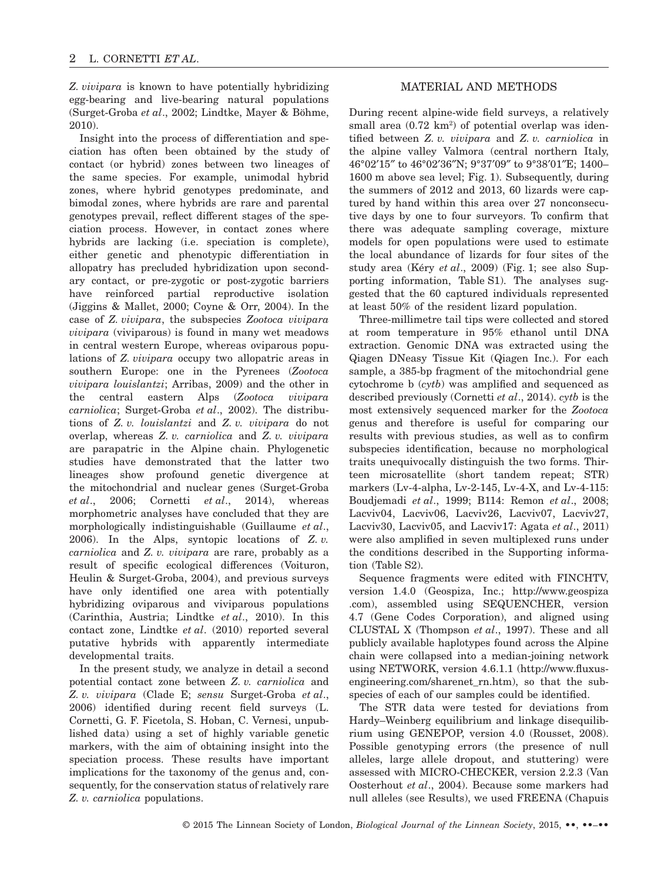*Z. vivipara* is known to have potentially hybridizing egg-bearing and live-bearing natural populations (Surget-Groba *et al*., 2002; Lindtke, Mayer & Böhme, 2010).

Insight into the process of differentiation and speciation has often been obtained by the study of contact (or hybrid) zones between two lineages of the same species. For example, unimodal hybrid zones, where hybrid genotypes predominate, and bimodal zones, where hybrids are rare and parental genotypes prevail, reflect different stages of the speciation process. However, in contact zones where hybrids are lacking (i.e. speciation is complete), either genetic and phenotypic differentiation in allopatry has precluded hybridization upon secondary contact, or pre-zygotic or post-zygotic barriers have reinforced partial reproductive isolation (Jiggins & Mallet, 2000; Coyne & Orr, 2004). In the case of *Z. vivipara*, the subspecies *Zootoca vivipara vivipara* (viviparous) is found in many wet meadows in central western Europe, whereas oviparous populations of *Z. vivipara* occupy two allopatric areas in southern Europe: one in the Pyrenees (*Zootoca vivipara louislantzi*; Arribas, 2009) and the other in the central eastern Alps (*Zootoca vivipara carniolica*; Surget-Groba *et al*., 2002). The distributions of *Z. v. louislantzi* and *Z. v. vivipara* do not overlap, whereas *Z. v. carniolica* and *Z. v. vivipara* are parapatric in the Alpine chain. Phylogenetic studies have demonstrated that the latter two lineages show profound genetic divergence at the mitochondrial and nuclear genes (Surget-Groba *et al*., 2006; Cornetti *et al*., 2014), whereas morphometric analyses have concluded that they are morphologically indistinguishable (Guillaume *et al*., 2006). In the Alps, syntopic locations of *Z. v. carniolica* and *Z. v. vivipara* are rare, probably as a result of specific ecological differences (Voituron, Heulin & Surget-Groba, 2004), and previous surveys have only identified one area with potentially hybridizing oviparous and viviparous populations (Carinthia, Austria; Lindtke *et al*., 2010). In this contact zone, Lindtke *et al*. (2010) reported several putative hybrids with apparently intermediate developmental traits.

In the present study, we analyze in detail a second potential contact zone between *Z. v. carniolica* and *Z. v. vivipara* (Clade E; *sensu* Surget-Groba *et al*., 2006) identified during recent field surveys (L. Cornetti, G. F. Ficetola, S. Hoban, C. Vernesi, unpublished data) using a set of highly variable genetic markers, with the aim of obtaining insight into the speciation process. These results have important implications for the taxonomy of the genus and, consequently, for the conservation status of relatively rare *Z. v. carniolica* populations.

## MATERIAL AND METHODS

During recent alpine-wide field surveys, a relatively small area (0.72 km$^2$) of potential overlap was identified between *Z. v. vivipara* and *Z. v. carniolica* in the alpine valley Valmora (central northern Italy, 46°02′15″ to 46°02′36″N; 9°37′09″ to 9°38′01″E; 1400–1600 m above sea level; Fig. 1). Subsequently, during the summers of 2012 and 2013, 60 lizards were captured by hand within this area over 27 nonconsecutive days by one to four surveyors. To confirm that there was adequate sampling coverage, mixture models for open populations were used to estimate the local abundance of lizards for four sites of the study area (Kéry *et al*., 2009) (Fig. 1; see also Supporting information, Table S1). The analyses suggested that the 60 captured individuals represented at least 50% of the resident lizard population.

Three-millimetre tail tips were collected and stored at room temperature in 95% ethanol until DNA extraction. Genomic DNA was extracted using the Qiagen DNeasy Tissue Kit (Qiagen Inc.). For each sample, a 385-bp fragment of the mitochondrial gene cytochrome b (*cytb*) was amplified and sequenced as described previously (Cornetti *et al*., 2014). *cytb* is the most extensively sequenced marker for the *Zootoca* genus and therefore is useful for comparing our results with previous studies, as well as to confirm subspecies identification, because no morphological traits unequivocally distinguish the two forms. Thirteen microsatellite (short tandem repeat; STR) markers (Lv-4-alpha, Lv-2-145, Lv-4-X, and Lv-4-115: Boudjemadi *et al*., 1999; B114: Remon *et al*., 2008; Lacviv04, Lacviv06, Lacviv26, Lacviv07, Lacviv27, Lacviv30, Lacviv05, and Lacviv17: Agata *et al*., 2011) were also amplified in seven multiplexed runs under the conditions described in the Supporting information (Table S2).

Sequence fragments were edited with FINCHTV, version 1.4.0 (Geospiza, Inc.; http://www.geospiza.com), assembled using SEQUENCHER, version 4.7 (Gene Codes Corporation), and aligned using CLUSTAL X (Thompson *et al*., 1997). These and all publicly available haplotypes found across the Alpine chain were collapsed into a median-joining network using NETWORK, version 4.6.1.1 (http://www.fluxus-engineering.com/sharenet_rn.htm), so that the subspecies of each of our samples could be identified.

The STR data were tested for deviations from Hardy–Weinberg equilibrium and linkage disequilibrium using GENEPOP, version 4.0 (Rousset, 2008). Possible genotyping errors (the presence of null alleles, large allele dropout, and stuttering) were assessed with MICRO-CHECKER, version 2.2.3 (Van Oosterhout *et al*., 2004). Because some markers had null alleles (see Results), we used FREENA (Chapuis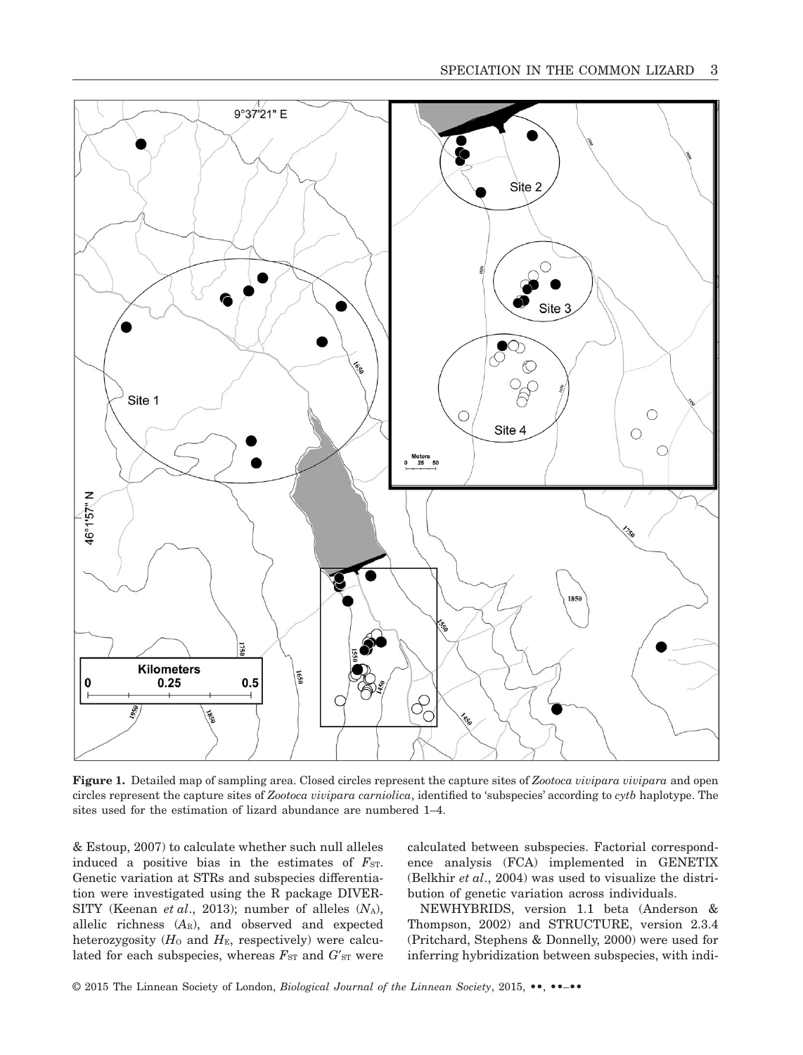**Figure 1.** Detailed map of sampling area. Closed circles represent the capture sites of *Zootoca vivipara vivipara* and open circles represent the capture sites of *Zootoca vivipara carniolica*, identified to 'subspecies' according to *cytb* haplotype. The sites used for the estimation of lizard abundance are numbered 1–4.

& Estoup, 2007) to calculate whether such null alleles induced a positive bias in the estimates of $F_{ST}$. Genetic variation at STRs and subspecies differentiation were investigated using the R package DIVERSITY (Keenan *et al*., 2013); number of alleles ($N_A$), allelic richness ($A_R$), and observed and expected heterozygosity ($H_O$ and $H_E$, respectively) were calculated for each subspecies, whereas $F_{ST}$ and $G'_{ST}$ were calculated between subspecies. Factorial correspondence analysis (FCA) implemented in GENETIX (Belkhir *et al*., 2004) was used to visualize the distribution of genetic variation across individuals.

NEWHYBRIDS, version 1.1 beta (Anderson & Thompson, 2002) and STRUCTURE, version 2.3.4 (Pritchard, Stephens & Donnelly, 2000) were used for inferring hybridization between subspecies, with indi-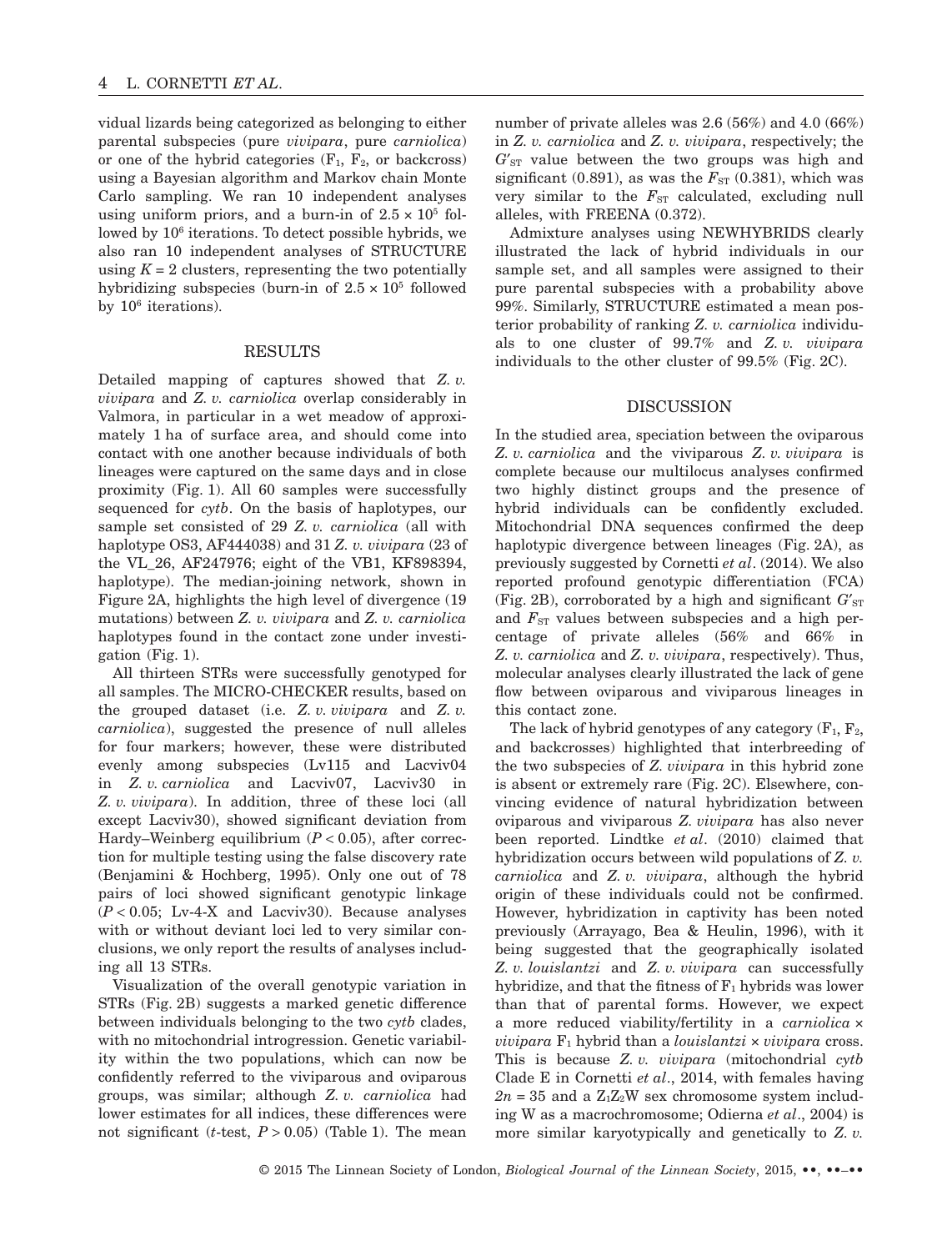vidual lizards being categorized as belonging to either parental subspecies (pure *vivipara*, pure *carniolica*) or one of the hybrid categories ($F_1$, $F_2$, or backcross) using a Bayesian algorithm and Markov chain Monte Carlo sampling. We ran 10 independent analyses using uniform priors, and a burn-in of $2.5 \times 10^5$ followed by $10^6$ iterations. To detect possible hybrids, we also ran 10 independent analyses of STRUCTURE using $K = 2$ clusters, representing the two potentially hybridizing subspecies (burn-in of $2.5 \times 10^5$ followed by $10^6$ iterations).

## RESULTS

Detailed mapping of captures showed that *Z. v. vivipara* and *Z. v. carniolica* overlap considerably in Valmora, in particular in a wet meadow of approximately 1 ha of surface area, and should come into contact with one another because individuals of both lineages were captured on the same days and in close proximity (Fig. 1). All 60 samples were successfully sequenced for *cytb*. On the basis of haplotypes, our sample set consisted of 29 *Z. v. carniolica* (all with haplotype OS3, AF444038) and 31 *Z. v. vivipara* (23 of the VL_26, AF247976; eight of the VB1, KF898394, haplotype). The median-joining network, shown in Figure 2A, highlights the high level of divergence (19 mutations) between *Z. v. vivipara* and *Z. v. carniolica* haplotypes found in the contact zone under investigation (Fig. 1).

All thirteen STRs were successfully genotyped for all samples. The MICRO-CHECKER results, based on the grouped dataset (i.e. *Z. v. vivipara* and *Z. v. carniolica*), suggested the presence of null alleles for four markers; however, these were distributed evenly among subspecies (Lv115 and Lacviv04 in *Z. v. carniolica* and Lacviv07, Lacviv30 in *Z. v. vivipara*). In addition, three of these loci (all except Lacviv30), showed significant deviation from Hardy–Weinberg equilibrium ($P < 0.05$), after correction for multiple testing using the false discovery rate (Benjamini & Hochberg, 1995). Only one out of 78 pairs of loci showed significant genotypic linkage ($P < 0.05$; Lv-4-X and Lacviv30). Because analyses with or without deviant loci led to very similar conclusions, we only report the results of analyses including all 13 STRs.

Visualization of the overall genotypic variation in STRs (Fig. 2B) suggests a marked genetic difference between individuals belonging to the two *cytb* clades, with no mitochondrial introgression. Genetic variability within the two populations, which can now be confidently referred to the viviparous and oviparous groups, was similar; although *Z. v. carniolica* had lower estimates for all indices, these differences were not significant (*t*-test, $P > 0.05$) (Table 1). The mean number of private alleles was 2.6 (56%) and 4.0 (66%) in *Z. v. carniolica* and *Z. v. vivipara*, respectively; the $G'_{ST}$ value between the two groups was high and significant (0.891), as was the $F_{ST}$ (0.381), which was very similar to the $F_{ST}$ calculated, excluding null alleles, with FREENA (0.372).

Admixture analyses using NEWHYBRIDS clearly illustrated the lack of hybrid individuals in our sample set, and all samples were assigned to their pure parental subspecies with a probability above 99%. Similarly, STRUCTURE estimated a mean posterior probability of ranking *Z. v. carniolica* individuals to one cluster of 99.7% and *Z. v. vivipara* individuals to the other cluster of 99.5% (Fig. 2C).

## DISCUSSION

In the studied area, speciation between the oviparous *Z. v. carniolica* and the viviparous *Z. v. vivipara* is complete because our multilocus analyses confirmed two highly distinct groups and the presence of hybrid individuals can be confidently excluded. Mitochondrial DNA sequences confirmed the deep haplotypic divergence between lineages (Fig. 2A), as previously suggested by Cornetti *et al*. (2014). We also reported profound genotypic differentiation (FCA) (Fig. 2B), corroborated by a high and significant $G'_{ST}$ and $F_{ST}$ values between subspecies and a high percentage of private alleles (56% and 66% in *Z. v. carniolica* and *Z. v. vivipara*, respectively). Thus, molecular analyses clearly illustrated the lack of gene flow between oviparous and viviparous lineages in this contact zone.

The lack of hybrid genotypes of any category ($F_1$, $F_2$, and backcrosses) highlighted that interbreeding of the two subspecies of *Z. vivipara* in this hybrid zone is absent or extremely rare (Fig. 2C). Elsewhere, convincing evidence of natural hybridization between oviparous and viviparous *Z. vivipara* has also never been reported. Lindtke *et al*. (2010) claimed that hybridization occurs between wild populations of *Z. v. carniolica* and *Z. v. vivipara*, although the hybrid origin of these individuals could not be confirmed. However, hybridization in captivity has been noted previously (Arrayago, Bea & Heulin, 1996), with it being suggested that the geographically isolated *Z. v. louislantzi* and *Z. v. vivipara* can successfully hybridize, and that the fitness of $F_1$ hybrids was lower than that of parental forms. However, we expect a more reduced viability/fertility in a *carniolica* × *vivipara* $F_1$ hybrid than a *louislantzi* × *vivipara* cross. This is because *Z. v. vivipara* (mitochondrial *cytb* Clade E in Cornetti *et al*., 2014, with females having $2n = 35$ and a $Z_1Z_2W$ sex chromosome system including W as a macrochromosome; Odierna *et al*., 2004) is more similar karyotypically and genetically to *Z. v.*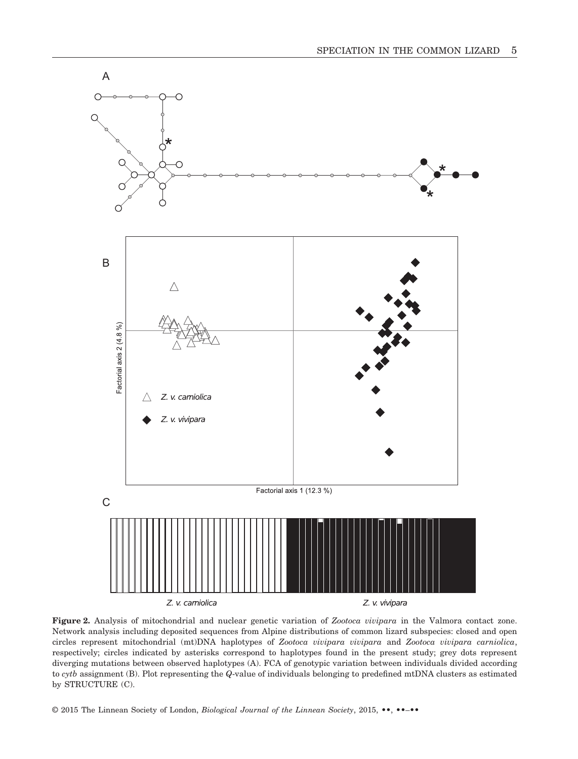A

B

Factorial axis 2 (4.8 %)

Factorial axis 1 (12.3 %)

*Z. v. carniolica*

*Z. v. vivipara*

C

*Z. v. carniolica* *Z. v. vivipara*

**Figure 2.** Analysis of mitochondrial and nuclear genetic variation of *Zootoca vivipara* in the Valmora contact zone. Network analysis including deposited sequences from Alpine distributions of common lizard subspecies: closed and open circles represent mitochondrial (mt)DNA haplotypes of *Zootoca vivipara vivipara* and *Zootoca vivipara carniolica*, respectively; circles indicated by asterisks correspond to haplotypes found in the present study; grey dots represent diverging mutations between observed haplotypes (A). FCA of genotypic variation between individuals divided according to *cytb* assignment (B). Plot representing the *Q*-value of individuals belonging to predefined mtDNA clusters as estimated by STRUCTURE (C).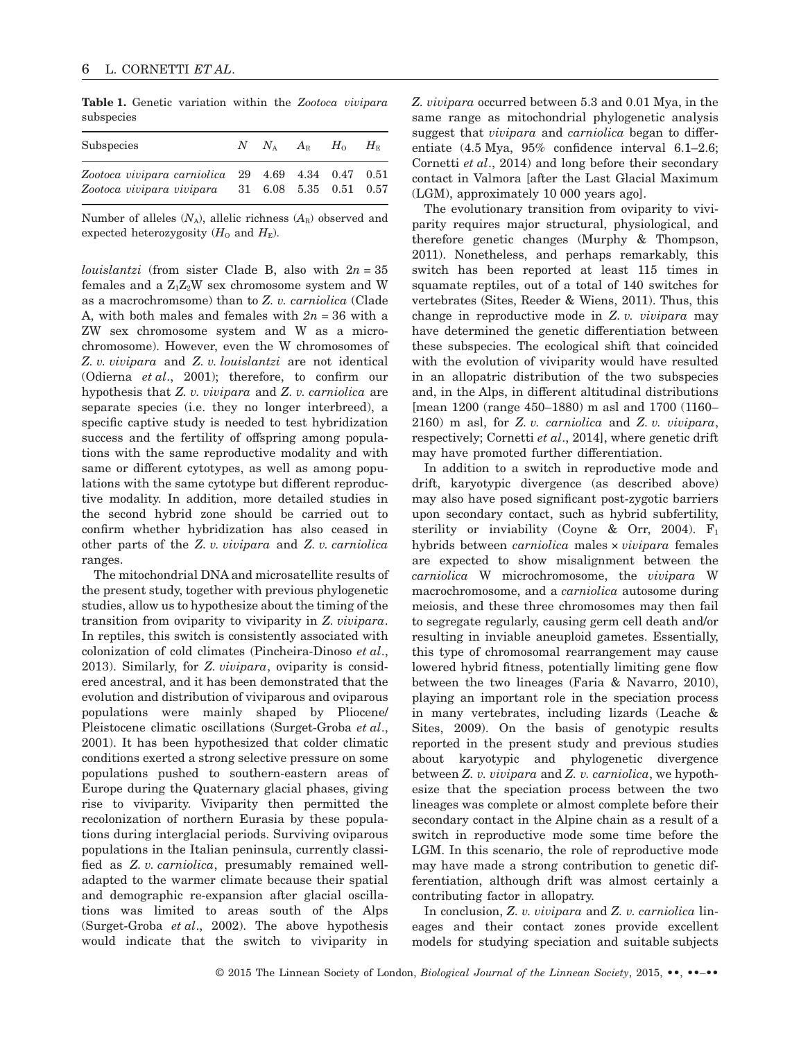**Table 1.** Genetic variation within the *Zootoca vivipara* subspecies

| Subspecies | $N$ | $N_A$ | $A_R$ | $H_O$ | $H_E$ |
|---|---|---|---|---|---|
| *Zootoca vivipara carniolica* | 29 | 4.69 | 4.34 | 0.47 | 0.51 |
| *Zootoca vivipara vivipara* | 31 | 6.08 | 5.35 | 0.51 | 0.57 |

Number of alleles ($N_A$), allelic richness ($A_R$) observed and expected heterozygosity ($H_O$ and $H_E$).

*louislantzi* (from sister Clade B, also with $2n = 35$ females and a $Z_1Z_2W$ sex chromosome system and W as a macrochromsome) than to *Z. v. carniolica* (Clade A, with both males and females with $2n = 36$ with a ZW sex chromosome system and W as a microchromosome). However, even the W chromosomes of *Z. v. vivipara* and *Z. v. louislantzi* are not identical (Odierna *et al*., 2001); therefore, to confirm our hypothesis that *Z. v. vivipara* and *Z. v. carniolica* are separate species (i.e. they no longer interbreed), a specific captive study is needed to test hybridization success and the fertility of offspring among populations with the same reproductive modality and with same or different cytotypes, as well as among populations with the same cytotype but different reproductive modality. In addition, more detailed studies in the second hybrid zone should be carried out to confirm whether hybridization has also ceased in other parts of the *Z. v. vivipara* and *Z. v. carniolica* ranges.

The mitochondrial DNA and microsatellite results of the present study, together with previous phylogenetic studies, allow us to hypothesize about the timing of the transition from oviparity to viviparity in *Z. vivipara*. In reptiles, this switch is consistently associated with colonization of cold climates (Pincheira-Donoso *et al*., 2013). Similarly, for *Z. vivipara*, oviparity is considered ancestral, and it has been demonstrated that the evolution and distribution of viviparous and oviparous populations were mainly shaped by Pliocene/Pleistocene climatic oscillations (Surget-Groba *et al*., 2001). It has been hypothesized that colder climatic conditions exerted a strong selective pressure on some populations pushed to southern-eastern areas of Europe during the Quaternary glacial phases, giving rise to viviparity. Viviparity then permitted the recolonization of northern Eurasia by these populations during interglacial periods. Surviving oviparous populations in the Italian peninsula, currently classified as *Z. v. carniolica*, presumably remained well-adapted to the warmer climate because their spatial and demographic re-expansion after glacial oscillations was limited to areas south of the Alps (Surget-Groba *et al*., 2002). The above hypothesis would indicate that the switch to viviparity in *Z. vivipara* occurred between 5.3 and 0.01 Mya, in the same range as mitochondrial phylogenetic analysis suggest that *vivipara* and *carniolica* began to differentiate (4.5 Mya, 95% confidence interval 6.1–2.6; Cornetti *et al*., 2014) and long before their secondary contact in Valmora [after the Last Glacial Maximum (LGM), approximately 10 000 years ago].

The evolutionary transition from oviparity to viviparity requires major structural, physiological, and therefore genetic changes (Murphy & Thompson, 2011). Nonetheless, and perhaps remarkably, this switch has been reported at least 115 times in squamate reptiles, out of a total of 140 switches for vertebrates (Sites, Reeder & Wiens, 2011). Thus, this change in reproductive mode in *Z. v. vivipara* may have determined the genetic differentiation between these subspecies. The ecological shift that coincided with the evolution of viviparity would have resulted in an allopatric distribution of the two subspecies and, in the Alps, in different altitudinal distributions [mean 1200 (range 450–1880) m asl and 1700 (1160–2160) m asl, for *Z. v. carniolica* and *Z. v. vivipara*, respectively; Cornetti *et al*., 2014], where genetic drift may have promoted further differentiation.

In addition to a switch in reproductive mode and drift, karyotypic divergence (as described above) may also have posed significant post-zygotic barriers upon secondary contact, such as hybrid subfertility, sterility or inviability (Coyne & Orr, 2004). $F_1$ hybrids between *carniolica* males × *vivipara* females are expected to show misalignment between the *carniolica* W microchromosome, the *vivipara* W macrochromosome, and a *carniolica* autosome during meiosis, and these three chromosomes may then fail to segregate regularly, causing germ cell death and/or resulting in inviable aneuploid gametes. Essentially, this type of chromosomal rearrangement may cause lowered hybrid fitness, potentially limiting gene flow between the two lineages (Faria & Navarro, 2010), playing an important role in the speciation process in many vertebrates, including lizards (Leache & Sites, 2009). On the basis of genotypic results reported in the present study and previous studies about karyotypic and phylogenetic divergence between *Z. v. vivipara* and *Z. v. carniolica*, we hypothesize that the speciation process between the two lineages was complete or almost complete before their secondary contact in the Alpine chain as a result of a switch in reproductive mode some time before the LGM. In this scenario, the role of reproductive mode may have made a strong contribution to genetic differentiation, although drift was almost certainly a contributing factor in allopatry.

In conclusion, *Z. v. vivipara* and *Z. v. carniolica* lineages and their contact zones provide excellent models for studying speciation and suitable subjects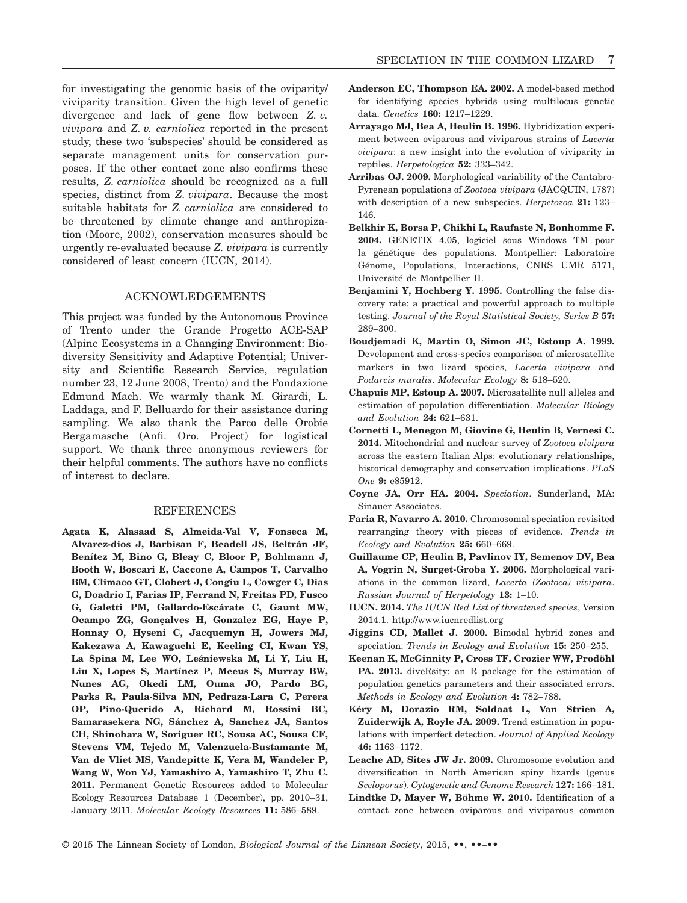for investigating the genomic basis of the oviparity/viviparity transition. Given the high level of genetic divergence and lack of gene flow between *Z. v. vivipara* and *Z. v. carniolica* reported in the present study, these two 'subspecies' should be considered as separate management units for conservation purposes. If the other contact zone also confirms these results, *Z. carniolica* should be recognized as a full species, distinct from *Z. vivipara*. Because the most suitable habitats for *Z. carniolica* are considered to be threatened by climate change and anthropization (Moore, 2002), conservation measures should be urgently re-evaluated because *Z. vivipara* is currently considered of least concern (IUCN, 2014).

## ACKNOWLEDGEMENTS

This project was funded by the Autonomous Province of Trento under the Grande Progetto ACE-SAP (Alpine Ecosystems in a Changing Environment: Biodiversity Sensitivity and Adaptive Potential; University and Scientific Research Service, regulation number 23, 12 June 2008, Trento) and the Fondazione Edmund Mach. We warmly thank M. Girardi, L. Laddaga, and F. Belluardo for their assistance during sampling. We also thank the Parco delle Orobie Bergamasche (Anfi. Oro. Project) for logistical support. We thank three anonymous reviewers for their helpful comments. The authors have no conflicts of interest to declare.

## REFERENCES

**Agata K, Alasaad S, Almeida-Val V, Fonseca M, Alvarez-dios J, Barbisan F, Beadell JS, Beltrán JF, Benítez M, Bino G, Bleay C, Bloor P, Bohlmann J, Booth W, Boscari E, Caccone A, Campos T, Carvalho BM, Climaco GT, Clobert J, Congiu L, Cowger C, Dias G, Doadrio I, Farias IP, Ferrand N, Freitas PD, Fusco G, Galetti PM, Gallardo-Escárate C, Gaunt MW, Ocampo ZG, Gonçalves H, Gonzalez EG, Haye P, Honnay O, Hyseni C, Jacquemyn H, Jowers MJ, Kakezawa A, Kawaguchi E, Keeling CI, Kwan YS, La Spina M, Lee WO, Leśniewska M, Li Y, Liu H, Liu X, Lopes S, Martínez P, Meeus S, Murray BW, Nunes AG, Okedi LM, Ouma JO, Pardo BG, Parks R, Paula-Silva MN, Pedraza-Lara C, Perera OP, Pino-Querido A, Richard M, Rossini BC, Samarasekera NG, Sánchez A, Sanchez JA, Santos CH, Shinohara W, Soriguer RC, Sousa AC, Sousa CF, Stevens VM, Tejedo M, Valenzuela-Bustamante M, Van de Vliet MS, Vandepitte K, Vera M, Wandeler P, Wang W, Won YJ, Yamashiro A, Yamashiro T, Zhu C. 2011.** Permanent Genetic Resources added to Molecular Ecology Resources Database 1 (December), pp. 2010–31, January 2011. *Molecular Ecology Resources* **11:** 586–589.

**Anderson EC, Thompson EA. 2002.** A model-based method for identifying species hybrids using multilocus genetic data. *Genetics* **160:** 1217–1229.

**Arrayago MJ, Bea A, Heulin B. 1996.** Hybridization experiment between oviparous and viviparous strains of *Lacerta vivipara*: a new insight into the evolution of viviparity in reptiles. *Herpetologica* **52:** 333–342.

**Arribas OJ. 2009.** Morphological variability of the Cantabro-Pyrenean populations of *Zootoca vivipara* (JACQUIN, 1787) with description of a new subspecies. *Herpetozoa* **21:** 123–146.

**Belkhir K, Borsa P, Chikhi L, Raufaste N, Bonhomme F. 2004.** GENETIX 4.05, logiciel sous Windows TM pour la génétique des populations. Montpellier: Laboratoire Génome, Populations, Interactions, CNRS UMR 5171, Université de Montpellier II.

**Benjamini Y, Hochberg Y. 1995.** Controlling the false discovery rate: a practical and powerful approach to multiple testing. *Journal of the Royal Statistical Society, Series B* **57:** 289–300.

**Boudjemadi K, Martin O, Simon JC, Estoup A. 1999.** Development and cross-species comparison of microsatellite markers in two lizard species, *Lacerta vivipara* and *Podarcis muralis*. *Molecular Ecology* **8:** 518–520.

**Chapuis MP, Estoup A. 2007.** Microsatellite null alleles and estimation of population differentiation. *Molecular Biology and Evolution* **24:** 621–631.

**Cornetti L, Menegon M, Giovine G, Heulin B, Vernesi C. 2014.** Mitochondrial and nuclear survey of *Zootoca vivipara* across the eastern Italian Alps: evolutionary relationships, historical demography and conservation implications. *PLoS One* **9:** e85912.

**Coyne JA, Orr HA. 2004.** *Speciation*. Sunderland, MA: Sinauer Associates.

**Faria R, Navarro A. 2010.** Chromosomal speciation revisited rearranging theory with pieces of evidence. *Trends in Ecology and Evolution* **25:** 660–669.

**Guillaume CP, Heulin B, Pavlinov IY, Semenov DV, Bea A, Vogrin N, Surget-Groba Y. 2006.** Morphological variations in the common lizard, *Lacerta (Zootoca) vivipara*. *Russian Journal of Herpetology* **13:** 1–10.

**IUCN. 2014.** *The IUCN Red List of threatened species*, Version 2014.1. http://www.iucnredlist.org

**Jiggins CD, Mallet J. 2000.** Bimodal hybrid zones and speciation. *Trends in Ecology and Evolution* **15:** 250–255.

**Keenan K, McGinnity P, Cross TF, Crozier WW, Prodöhl PA. 2013.** diveRsity: an R package for the estimation of population genetics parameters and their associated errors. *Methods in Ecology and Evolution* **4:** 782–788.

**Kéry M, Dorazio RM, Soldaat L, Van Strien A, Zuiderwijk A, Royle JA. 2009.** Trend estimation in populations with imperfect detection. *Journal of Applied Ecology* **46:** 1163–1172.

**Leache AD, Sites JW Jr. 2009.** Chromosome evolution and diversification in North American spiny lizards (genus *Sceloporus*). *Cytogenetic and Genome Research* **127:** 166–181.

**Lindtke D, Mayer W, Böhme W. 2010.** Identification of a contact zone between oviparous and viviparous common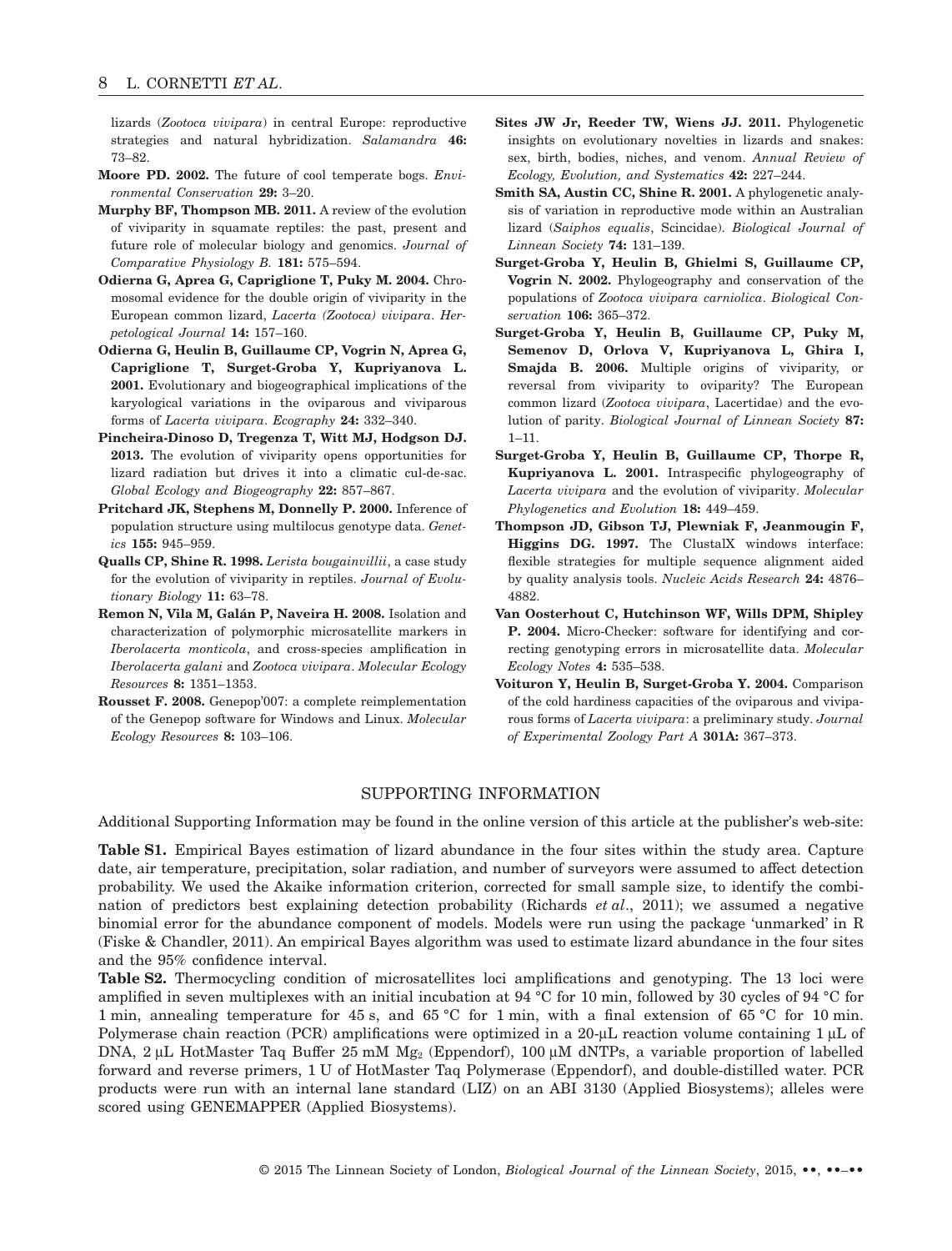lizards (*Zootoca vivipara*) in central Europe: reproductive strategies and natural hybridization. *Salamandra* **46:** 73–82.

**Moore PD. 2002.** The future of cool temperate bogs. *Environmental Conservation* **29:** 3–20.

**Murphy BF, Thompson MB. 2011.** A review of the evolution of viviparity in squamate reptiles: the past, present and future role of molecular biology and genomics. *Journal of Comparative Physiology B.* **181:** 575–594.

**Odierna G, Aprea G, Capriglione T, Puky M. 2004.** Chromosomal evidence for the double origin of viviparity in the European common lizard, *Lacerta (Zootoca) vivipara*. *Herpetological Journal* **14:** 157–160.

**Odierna G, Heulin B, Guillaume CP, Vogrin N, Aprea G, Capriglione T, Surget-Groba Y, Kupriyanova L. 2001.** Evolutionary and biogeographical implications of the karyological variations in the oviparous and viviparous forms of *Lacerta vivipara*. *Ecography* **24:** 332–340.

**Pincheira-Donoso D, Tregenza T, Witt MJ, Hodgson DJ. 2013.** The evolution of viviparity opens opportunities for lizard radiation but drives it into a climatic cul-de-sac. *Global Ecology and Biogeography* **22:** 857–867.

**Pritchard JK, Stephens M, Donnelly P. 2000.** Inference of population structure using multilocus genotype data. *Genetics* **155:** 945–959.

**Qualls CP, Shine R. 1998.** *Lerista bougainvillii*, a case study for the evolution of viviparity in reptiles. *Journal of Evolutionary Biology* **11:** 63–78.

**Remon N, Vila M, Galán P, Naveira H. 2008.** Isolation and characterization of polymorphic microsatellite markers in *Iberolacerta monticola*, and cross-species amplification in *Iberolacerta galani* and *Zootoca vivipara*. *Molecular Ecology Resources* **8:** 1351–1353.

**Rousset F. 2008.** Genepop'007: a complete reimplementation of the Genepop software for Windows and Linux. *Molecular Ecology Resources* **8:** 103–106.

**Sites JW Jr, Reeder TW, Wiens JJ. 2011.** Phylogenetic insights on evolutionary novelties in lizards and snakes: sex, birth, bodies, niches, and venom. *Annual Review of Ecology, Evolution, and Systematics* **42:** 227–244.

**Smith SA, Austin CC, Shine R. 2001.** A phylogenetic analysis of variation in reproductive mode within an Australian lizard (*Saiphos equalis*, Scincidae). *Biological Journal of Linnean Society* **74:** 131–139.

**Surget-Groba Y, Heulin B, Ghielmi S, Guillaume CP, Vogrin N. 2002.** Phylogeography and conservation of the populations of *Zootoca vivipara carniolica*. *Biological Conservation* **106:** 365–372.

**Surget-Groba Y, Heulin B, Guillaume CP, Puky M, Semenov D, Orlova V, Kupriyanova L, Ghira I, Smajda B. 2006.** Multiple origins of viviparity, or reversal from viviparity to oviparity? The European common lizard (*Zootoca vivipara*, Lacertidae) and the evolution of parity. *Biological Journal of Linnean Society* **87:** 1–11.

**Surget-Groba Y, Heulin B, Guillaume CP, Thorpe R, Kupriyanova L. 2001.** Intraspecific phylogeography of *Lacerta vivipara* and the evolution of viviparity. *Molecular Phylogenetics and Evolution* **18:** 449–459.

**Thompson JD, Gibson TJ, Plewniak F, Jeanmougin F, Higgins DG. 1997.** The ClustalX windows interface: flexible strategies for multiple sequence alignment aided by quality analysis tools. *Nucleic Acids Research* **24:** 4876–4882.

**Van Oosterhout C, Hutchinson WF, Wills DPM, Shipley P. 2004.** Micro-Checker: software for identifying and correcting genotyping errors in microsatellite data. *Molecular Ecology Notes* **4:** 535–538.

**Voituron Y, Heulin B, Surget-Groba Y. 2004.** Comparison of the cold hardiness capacities of the oviparous and viviparous forms of *Lacerta vivipara*: a preliminary study. *Journal of Experimental Zoology Part A* **301A:** 367–373.

## SUPPORTING INFORMATION

Additional Supporting Information may be found in the online version of this article at the publisher's web-site:

**Table S1.** Empirical Bayes estimation of lizard abundance in the four sites within the study area. Capture date, air temperature, precipitation, solar radiation, and number of surveyors were assumed to affect detection probability. We used the Akaike information criterion, corrected for small sample size, to identify the combination of predictors best explaining detection probability (Richards *et al*., 2011); we assumed a negative binomial error for the abundance component of models. Models were run using the package 'unmarked' in R (Fiske & Chandler, 2011). An empirical Bayes algorithm was used to estimate lizard abundance in the four sites and the 95% confidence interval.

**Table S2.** Thermocycling condition of microsatellites loci amplifications and genotyping. The 13 loci were amplified in seven multiplexes with an initial incubation at 94 °C for 10 min, followed by 30 cycles of 94 °C for 1 min, annealing temperature for 45 s, and 65 °C for 1 min, with a final extension of 65 °C for 10 min. Polymerase chain reaction (PCR) amplifications were optimized in a 20-μL reaction volume containing 1 μL of DNA, 2 μL HotMaster Taq Buffer 25 mM $Mg_2$ (Eppendorf), 100 μM dNTPs, a variable proportion of labelled forward and reverse primers, 1 U of HotMaster Taq Polymerase (Eppendorf), and double-distilled water. PCR products were run with an internal lane standard (LIZ) on an ABI 3130 (Applied Biosystems); alleles were scored using GENEMAPPER (Applied Biosystems).